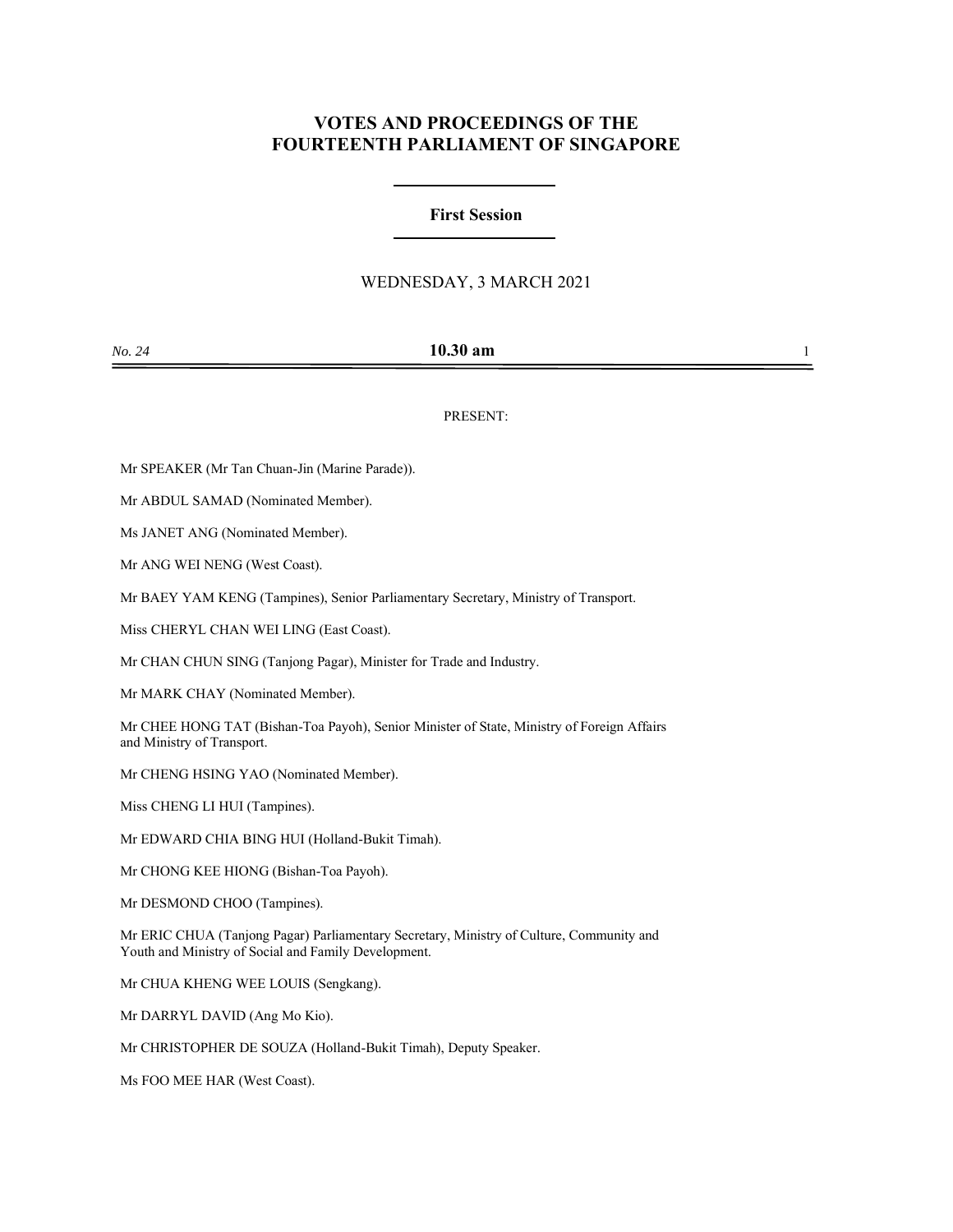# VOTES AND PROCEEDINGS OF THE FOURTEENTH PARLIAMENT OF SINGAPORE

## First Session

WEDNESDAY, 3 MARCH 2021

*No. 24* **10.30 am**

PRESENT:

Mr SPEAKER (Mr Tan Chuan-Jin (Marine Parade)).

Mr ABDUL SAMAD (Nominated Member).

Ms JANET ANG (Nominated Member).

Mr ANG WEI NENG (West Coast).

Mr BAEY YAM KENG (Tampines), Senior Parliamentary Secretary, Ministry of Transport.

Miss CHERYL CHAN WEI LING (East Coast).

Mr CHAN CHUN SING (Tanjong Pagar), Minister for Trade and Industry.

Mr MARK CHAY (Nominated Member).

Mr CHEE HONG TAT (Bishan-Toa Payoh), Senior Minister of State, Ministry of Foreign Affairs and Ministry of Transport.

Mr CHENG HSING YAO (Nominated Member).

Miss CHENG LI HUI (Tampines).

Mr EDWARD CHIA BING HUI (Holland-Bukit Timah).

Mr CHONG KEE HIONG (Bishan-Toa Payoh).

Mr DESMOND CHOO (Tampines).

Mr ERIC CHUA (Tanjong Pagar) Parliamentary Secretary, Ministry of Culture, Community and Youth and Ministry of Social and Family Development.

Mr CHUA KHENG WEE LOUIS (Sengkang).

Mr DARRYL DAVID (Ang Mo Kio).

Mr CHRISTOPHER DE SOUZA (Holland-Bukit Timah), Deputy Speaker.

Ms FOO MEE HAR (West Coast).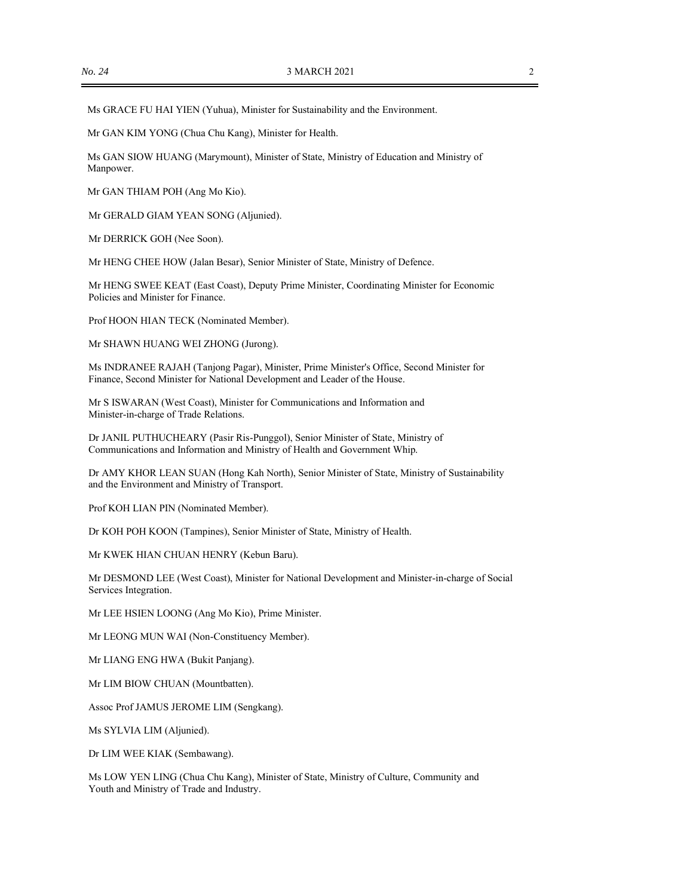Ms GRACE FU HAI YIEN (Yuhua), Minister for Sustainability and the Environment.

Mr GAN KIM YONG (Chua Chu Kang), Minister for Health.

Ms GAN SIOW HUANG (Marymount), Minister of State, Ministry of Education and Ministry of Manpower.

Mr GAN THIAM POH (Ang Mo Kio).

Mr GERALD GIAM YEAN SONG (Aljunied).

Mr DERRICK GOH (Nee Soon).

Mr HENG CHEE HOW (Jalan Besar), Senior Minister of State, Ministry of Defence.

Mr HENG SWEE KEAT (East Coast), Deputy Prime Minister, Coordinating Minister for Economic Policies and Minister for Finance.

Prof HOON HIAN TECK (Nominated Member).

Mr SHAWN HUANG WEI ZHONG (Jurong).

Ms INDRANEE RAJAH (Tanjong Pagar), Minister, Prime Minister's Office, Second Minister for Finance, Second Minister for National Development and Leader of the House.

Mr S ISWARAN (West Coast), Minister for Communications and Information and Minister-in-charge of Trade Relations.

Dr JANIL PUTHUCHEARY (Pasir Ris-Punggol), Senior Minister of State, Ministry of Communications and Information and Ministry of Health and Government Whip.

Dr AMY KHOR LEAN SUAN (Hong Kah North), Senior Minister of State, Ministry of Sustainability and the Environment and Ministry of Transport.

Prof KOH LIAN PIN (Nominated Member).

Dr KOH POH KOON (Tampines), Senior Minister of State, Ministry of Health.

Mr KWEK HIAN CHUAN HENRY (Kebun Baru).

Mr DESMOND LEE (West Coast), Minister for National Development and Minister-in-charge of Social Services Integration.

Mr LEE HSIEN LOONG (Ang Mo Kio), Prime Minister.

Mr LEONG MUN WAI (Non-Constituency Member).

Mr LIANG ENG HWA (Bukit Panjang).

Mr LIM BIOW CHUAN (Mountbatten).

Assoc Prof JAMUS JEROME LIM (Sengkang).

Ms SYLVIA LIM (Aljunied).

Dr LIM WEE KIAK (Sembawang).

Ms LOW YEN LING (Chua Chu Kang), Minister of State, Ministry of Culture, Community and Youth and Ministry of Trade and Industry.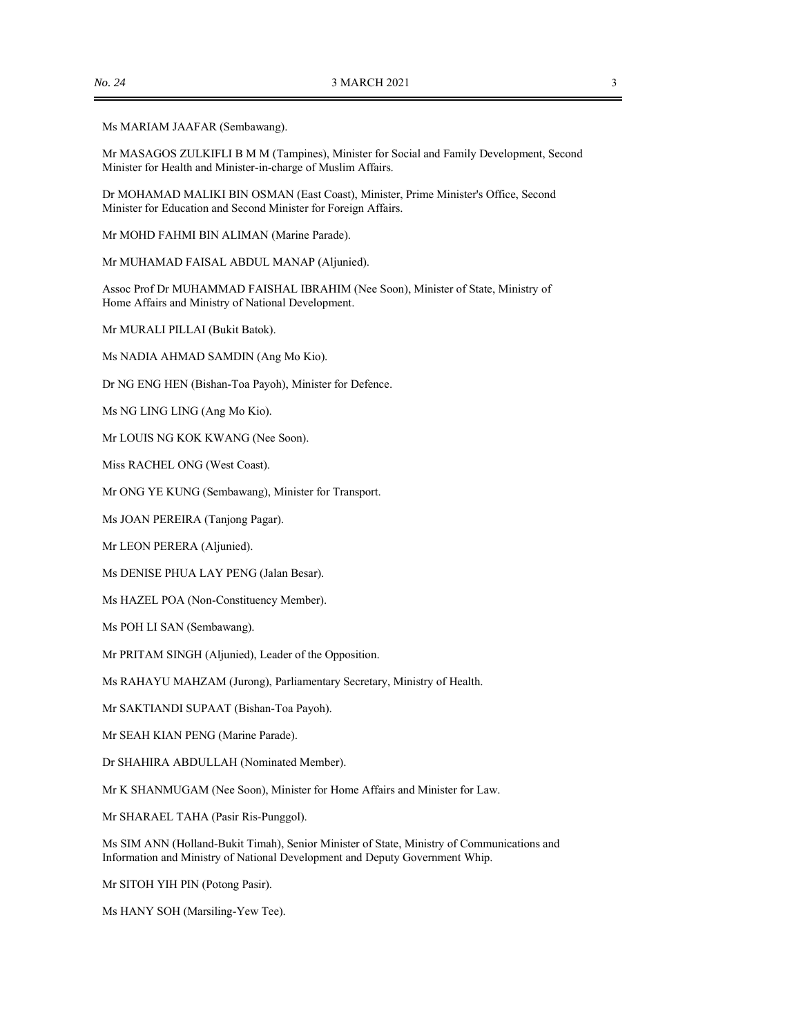Ms MARIAM JAAFAR (Sembawang).

Mr MASAGOS ZULKIFLI B M M (Tampines), Minister for Social and Family Development, Second Minister for Health and Minister-in-charge of Muslim Affairs.

Dr MOHAMAD MALIKI BIN OSMAN (East Coast), Minister, Prime Minister's Office, Second Minister for Education and Second Minister for Foreign Affairs.

Mr MOHD FAHMI BIN ALIMAN (Marine Parade).

Mr MUHAMAD FAISAL ABDUL MANAP (Aljunied).

Assoc Prof Dr MUHAMMAD FAISHAL IBRAHIM (Nee Soon), Minister of State, Ministry of Home Affairs and Ministry of National Development.

Mr MURALI PILLAI (Bukit Batok).

Ms NADIA AHMAD SAMDIN (Ang Mo Kio).

Dr NG ENG HEN (Bishan-Toa Payoh), Minister for Defence.

Ms NG LING LING (Ang Mo Kio).

Mr LOUIS NG KOK KWANG (Nee Soon).

Miss RACHEL ONG (West Coast).

Mr ONG YE KUNG (Sembawang), Minister for Transport.

Ms JOAN PEREIRA (Tanjong Pagar).

Mr LEON PERERA (Aljunied).

Ms DENISE PHUA LAY PENG (Jalan Besar).

Ms HAZEL POA (Non-Constituency Member).

Ms POH LI SAN (Sembawang).

Mr PRITAM SINGH (Aljunied), Leader of the Opposition.

Ms RAHAYU MAHZAM (Jurong), Parliamentary Secretary, Ministry of Health.

Mr SAKTIANDI SUPAAT (Bishan-Toa Payoh).

Mr SEAH KIAN PENG (Marine Parade).

Dr SHAHIRA ABDULLAH (Nominated Member).

Mr K SHANMUGAM (Nee Soon), Minister for Home Affairs and Minister for Law.

Mr SHARAEL TAHA (Pasir Ris-Punggol).

Ms SIM ANN (Holland-Bukit Timah), Senior Minister of State, Ministry of Communications and Information and Ministry of National Development and Deputy Government Whip.

Mr SITOH YIH PIN (Potong Pasir).

Ms HANY SOH (Marsiling-Yew Tee).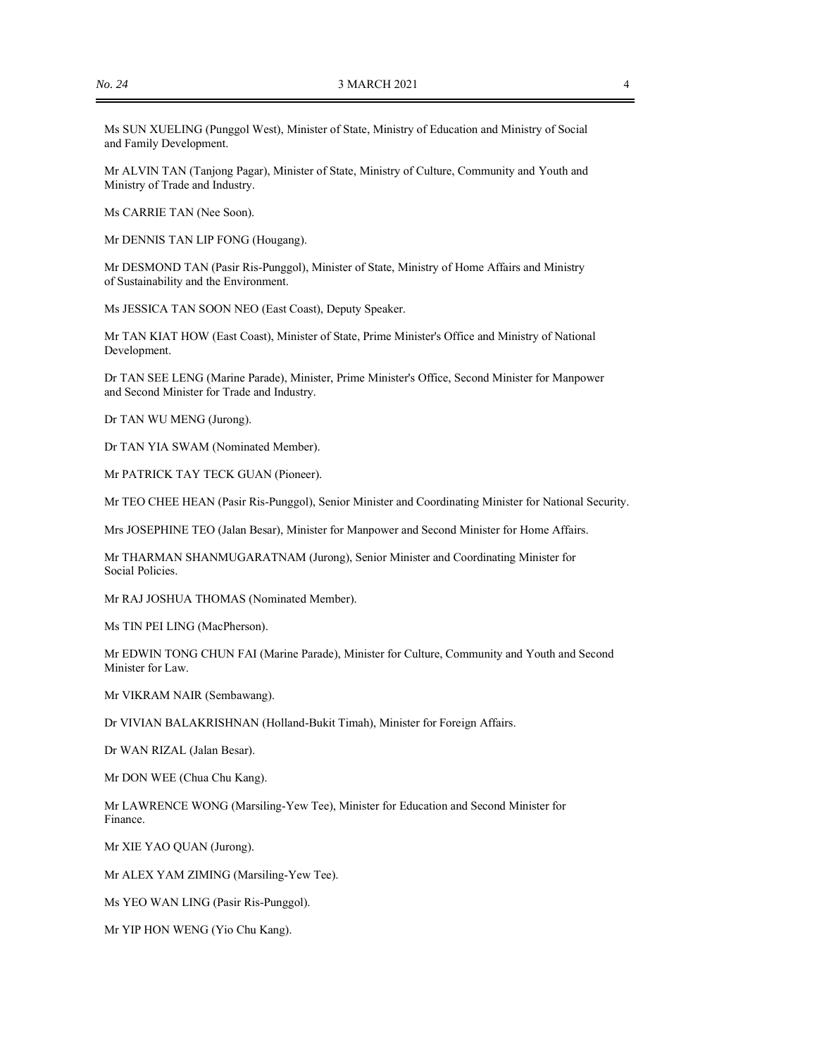Ms SUN XUELING (Punggol West), Minister of State, Ministry of Education and Ministry of Social and Family Development.

Mr ALVIN TAN (Tanjong Pagar), Minister of State, Ministry of Culture, Community and Youth and Ministry of Trade and Industry.

Ms CARRIE TAN (Nee Soon).

Mr DENNIS TAN LIP FONG (Hougang).

Mr DESMOND TAN (Pasir Ris-Punggol), Minister of State, Ministry of Home Affairs and Ministry of Sustainability and the Environment.

Ms JESSICA TAN SOON NEO (East Coast), Deputy Speaker.

Mr TAN KIAT HOW (East Coast), Minister of State, Prime Minister's Office and Ministry of National Development.

Dr TAN SEE LENG (Marine Parade), Minister, Prime Minister's Office, Second Minister for Manpower and Second Minister for Trade and Industry.

Dr TAN WU MENG (Jurong).

Dr TAN YIA SWAM (Nominated Member).

Mr PATRICK TAY TECK GUAN (Pioneer).

Mr TEO CHEE HEAN (Pasir Ris-Punggol), Senior Minister and Coordinating Minister for National Security.

Mrs JOSEPHINE TEO (Jalan Besar), Minister for Manpower and Second Minister for Home Affairs.

Mr THARMAN SHANMUGARATNAM (Jurong), Senior Minister and Coordinating Minister for Social Policies.

Mr RAJ JOSHUA THOMAS (Nominated Member).

Ms TIN PEI LING (MacPherson).

Mr EDWIN TONG CHUN FAI (Marine Parade), Minister for Culture, Community and Youth and Second Minister for Law.

Mr VIKRAM NAIR (Sembawang).

Dr VIVIAN BALAKRISHNAN (Holland-Bukit Timah), Minister for Foreign Affairs.

Dr WAN RIZAL (Jalan Besar).

Mr DON WEE (Chua Chu Kang).

Mr LAWRENCE WONG (Marsiling-Yew Tee), Minister for Education and Second Minister for Finance.

Mr XIE YAO QUAN (Jurong).

Mr ALEX YAM ZIMING (Marsiling-Yew Tee).

Ms YEO WAN LING (Pasir Ris-Punggol).

Mr YIP HON WENG (Yio Chu Kang).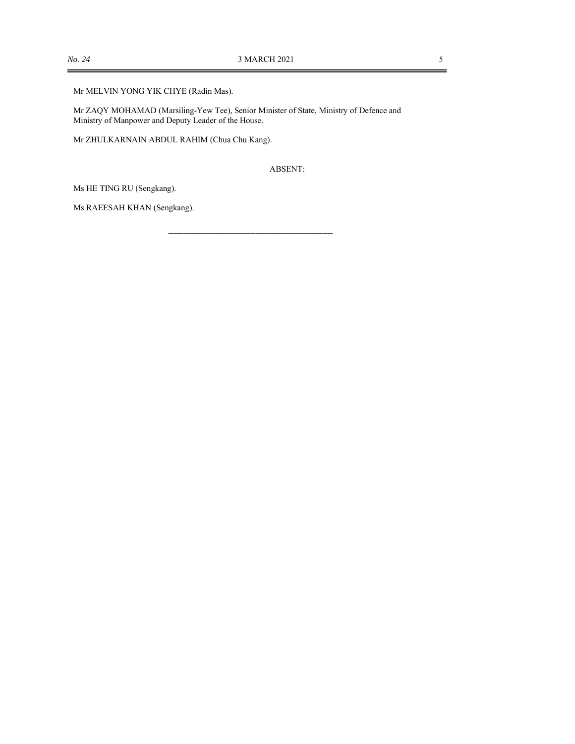Mr MELVIN YONG YIK CHYE (Radin Mas).

Mr ZAQY MOHAMAD (Marsiling-Yew Tee), Senior Minister of State, Ministry of Defence and Ministry of Manpower and Deputy Leader of the House.

Mr ZHULKARNAIN ABDUL RAHIM (Chua Chu Kang).

ABSENT:

Ms HE TING RU (Sengkang).

Ms RAEESAH KHAN (Sengkang).

---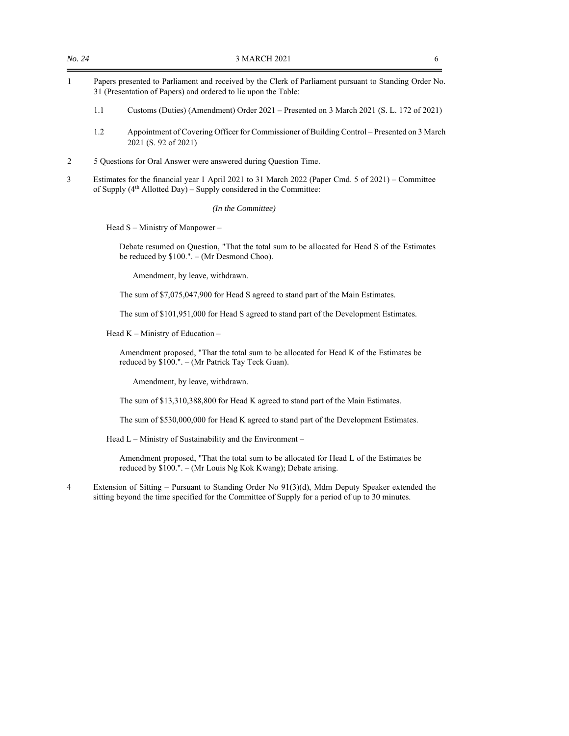1 Papers presented to Parliament and received by the Clerk of Parliament pursuant to Standing Order No. 31 (Presentation of Papers) and ordered to lie upon the Table:

   1.1 Customs (Duties) (Amendment) Order 2021 – Presented on 3 March 2021 (S. L. 172 of 2021)

   1.2 Appointment of Covering Officer for Commissioner of Building Control – Presented on 3 March 2021 (S. 92 of 2021)

2 5 Questions for Oral Answer were answered during Question Time.

3 Estimates for the financial year 1 April 2021 to 31 March 2022 (Paper Cmd. 5 of 2021) – Committee of Supply (4th Allotted Day) – Supply considered in the Committee:

*(In the Committee)*

Head S – Ministry of Manpower –

Debate resumed on Question, "That the total sum to be allocated for Head S of the Estimates be reduced by $100.". – (Mr Desmond Choo).

Amendment, by leave, withdrawn.

The sum of $7,075,047,900 for Head S agreed to stand part of the Main Estimates.

The sum of $101,951,000 for Head S agreed to stand part of the Development Estimates.

Head K – Ministry of Education –

Amendment proposed, "That the total sum to be allocated for Head K of the Estimates be reduced by $100.". – (Mr Patrick Tay Teck Guan).

Amendment, by leave, withdrawn.

The sum of $13,310,388,800 for Head K agreed to stand part of the Main Estimates.

The sum of $530,000,000 for Head K agreed to stand part of the Development Estimates.

Head L – Ministry of Sustainability and the Environment –

Amendment proposed, "That the total sum to be allocated for Head L of the Estimates be reduced by $100.". – (Mr Louis Ng Kok Kwang); Debate arising.

4 Extension of Sitting – Pursuant to Standing Order No 91(3)(d), Mdm Deputy Speaker extended the sitting beyond the time specified for the Committee of Supply for a period of up to 30 minutes.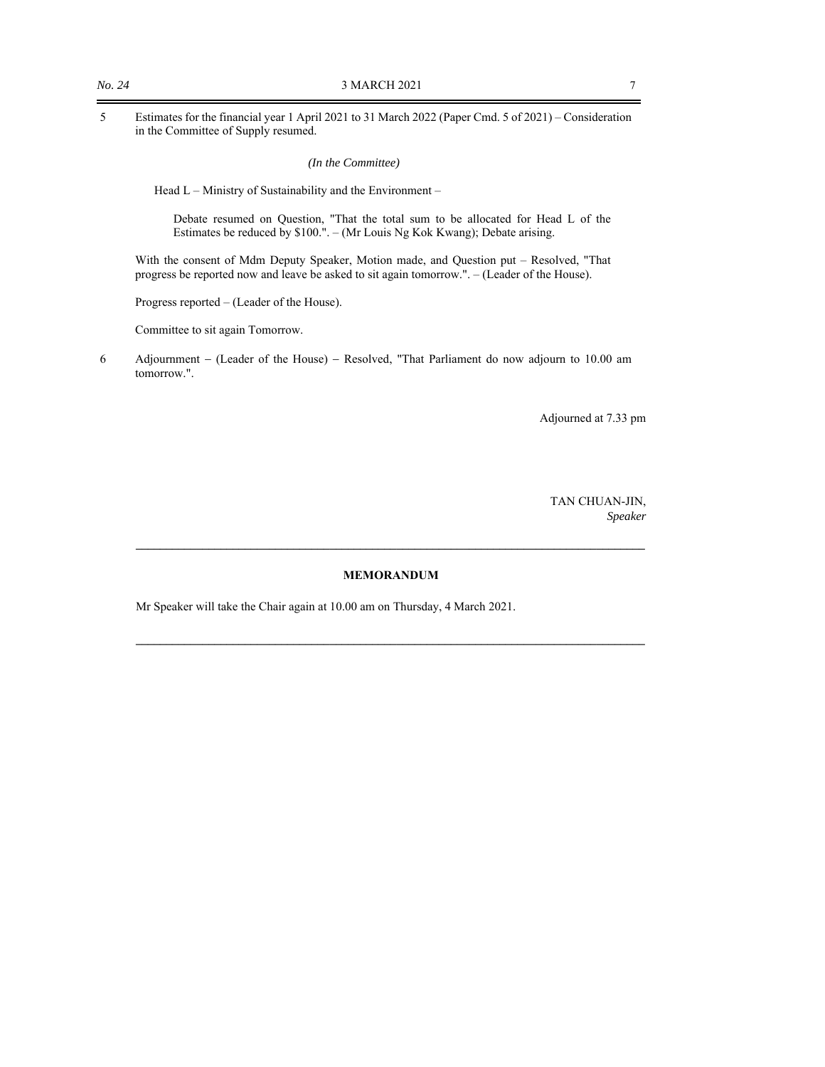5 Estimates for the financial year 1 April 2021 to 31 March 2022 (Paper Cmd. 5 of 2021) – Consideration in the Committee of Supply resumed.

*(In the Committee)*

Head L – Ministry of Sustainability and the Environment –

Debate resumed on Question, "That the total sum to be allocated for Head L of the Estimates be reduced by $100.". – (Mr Louis Ng Kok Kwang); Debate arising.

With the consent of Mdm Deputy Speaker, Motion made, and Question put – Resolved, "That progress be reported now and leave be asked to sit again tomorrow.". – (Leader of the House).

Progress reported – (Leader of the House).

Committee to sit again Tomorrow.

6 Adjournment – (Leader of the House) – Resolved, "That Parliament do now adjourn to 10.00 am tomorrow.".

Adjourned at 7.33 pm

TAN CHUAN-JIN,
*Speaker*

---

**MEMORANDUM**

Mr Speaker will take the Chair again at 10.00 am on Thursday, 4 March 2021.

---